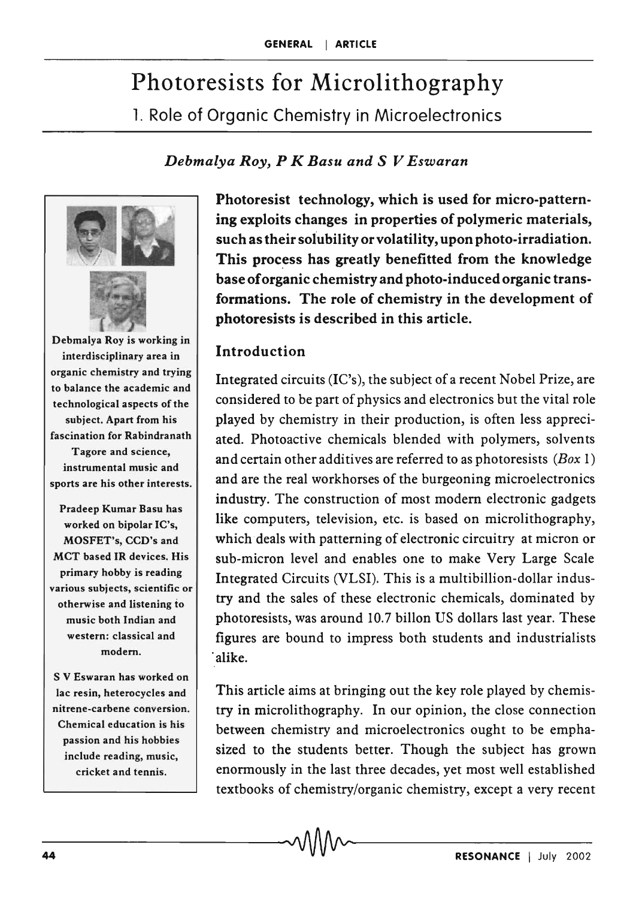# Photoresists for Microlithography

## 1. Role of Organic Chemistry in Microelectronics

*Debmalya Roy, P K Basu and S V Eswaran*

Debmalya Roy is working in interdisciplinary area in organic chemistry and trying to balance the academic and technological aspects of the subject. Apart from his fascination for Rabindranath Tagore and science, instrumental music and sports are his other interests.

Pradeep Kumar Basu has worked on bipolar IC's, MOSFET's, CCD's and MCT based IR devices. His primary hobby is reading various subjects, scientific or otherwise and listening to music both Indian and western: classical and modern.

S V Eswaran has worked on lac resin, heterocycles and nitrene-carbene conversion. Chemical education is his passion and his hobbies include reading, music, cricket and tennis.

**Photoresist technology, which is used for micro-patterning exploits changes in properties of polymeric materials, such as their solubility or volatility, upon photo-irradiation. This process has greatly benefitted from the knowledge base of organic chemistry and photo-induced organic transformations. The role of chemistry in the development of photoresists is described in this article.**

### Introduction

Integrated circuits (IC's), the subject of a recent Nobel Prize, are considered to be part of physics and electronics but the vital role played by chemistry in their production, is often less appreciated. Photoactive chemicals blended with polymers, solvents and certain other additives are referred to as photoresists (*Box* 1) and are the real workhorses of the burgeoning microelectronics industry. The construction of most modern electronic gadgets like computers, television, etc. is based on microlithography, which deals with patterning of electronic circuitry at micron or sub-micron level and enables one to make Very Large Scale Integrated Circuits (VLSI). This is a multibillion-dollar industry and the sales of these electronic chemicals, dominated by photoresists, was around 10.7 billon US dollars last year. These figures are bound to impress both students and industrialists alike.

This article aims at bringing out the key role played by chemistry in microlithography. In our opinion, the close connection between chemistry and microelectronics ought to be emphasized to the students better. Though the subject has grown enormously in the last three decades, yet most well established textbooks of chemistry/organic chemistry, except a very recent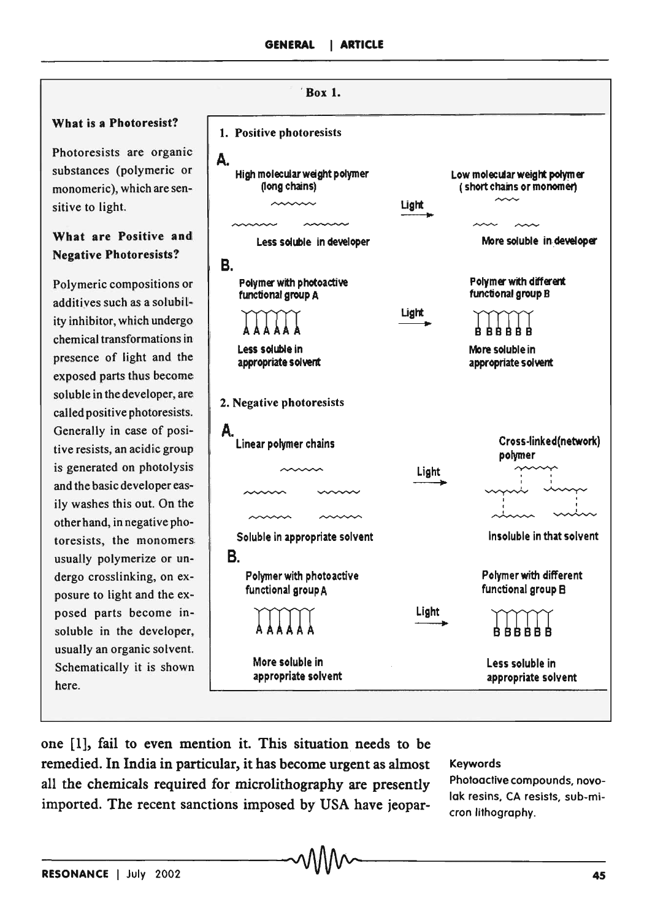**Box 1.**

**What is a Photoresist?**

Photoresists are organic substances (polymeric or monomeric), which are sensitive to light.

**What are Positive and Negative Photoresists?**

Polymeric compositions or additives such as a solubility inhibitor, which undergo chemical transformations in presence of light and the exposed parts thus become soluble in the developer, are called positive photoresists. Generally in case of positive resists, an acidic group is generated on photolysis and the basic developer easily washes this out. On the other hand, in negative photoresists, the monomers usually polymerize or undergo crosslinking, on exposure to light and the exposed parts become insoluble in the developer, usually an organic solvent. Schematically it is shown here.

**1. Positive photoresists**

**A.**

High molecular weight polymer (long chains) — Light → Low molecular weight polymer (short chains or monomer)

Less soluble in developer — More soluble in developer

**B.**

Polymer with photoactive functional group A — Light → Polymer with different functional group B

A A A A A A — B B B B B B

Less soluble in appropriate solvent — More soluble in appropriate solvent

**2. Negative photoresists**

**A.**

Linear polymer chains — Light → Cross-linked(network) polymer

Soluble in appropriate solvent — Insoluble in that solvent

**B.**

Polymer with photoactive functional group A — Light → Polymer with different functional group B

A A A A A A — B B B B B B

More soluble in appropriate solvent — Less soluble in appropriate solvent

one [1], fail to even mention it. This situation needs to be remedied. In India in particular, it has become urgent as almost all the chemicals required for microlithography are presently imported. The recent sanctions imposed by USA have jeopar-

**Keywords**

Photoactive compounds, novolak resins, CA resists, sub-micron lithography.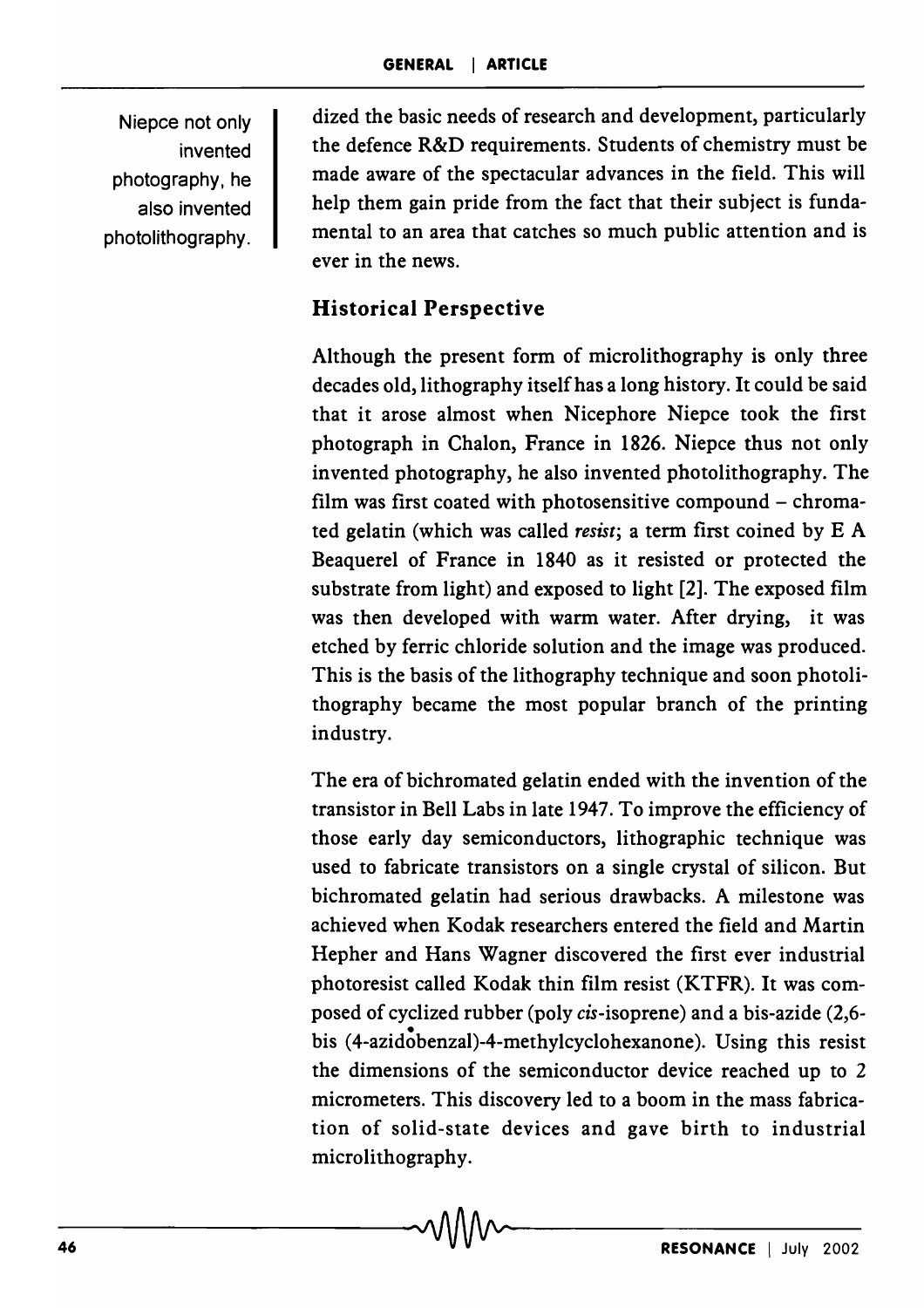Niepce not only invented photography, he also invented photolithography.

dized the basic needs of research and development, particularly the defence R&D requirements. Students of chemistry must be made aware of the spectacular advances in the field. This will help them gain pride from the fact that their subject is fundamental to an area that catches so much public attention and is ever in the news.

## Historical Perspective

Although the present form of microlithography is only three decades old, lithography itself has a long history. It could be said that it arose almost when Nicephore Niepce took the first photograph in Chalon, France in 1826. Niepce thus not only invented photography, he also invented photolithography. The film was first coated with photosensitive compound – chromated gelatin (which was called *resist*; a term first coined by E A Beaquerel of France in 1840 as it resisted or protected the substrate from light) and exposed to light [2]. The exposed film was then developed with warm water. After drying, it was etched by ferric chloride solution and the image was produced. This is the basis of the lithography technique and soon photolithography became the most popular branch of the printing industry.

The era of bichromated gelatin ended with the invention of the transistor in Bell Labs in late 1947. To improve the efficiency of those early day semiconductors, lithographic technique was used to fabricate transistors on a single crystal of silicon. But bichromated gelatin had serious drawbacks. A milestone was achieved when Kodak researchers entered the field and Martin Hepher and Hans Wagner discovered the first ever industrial photoresist called Kodak thin film resist (KTFR). It was composed of cyclized rubber (poly *cis*-isoprene) and a bis-azide (2,6-bis (4-azidobenzal)-4-methylcyclohexanone). Using this resist the dimensions of the semiconductor device reached up to 2 micrometers. This discovery led to a boom in the mass fabrication of solid-state devices and gave birth to industrial microlithography.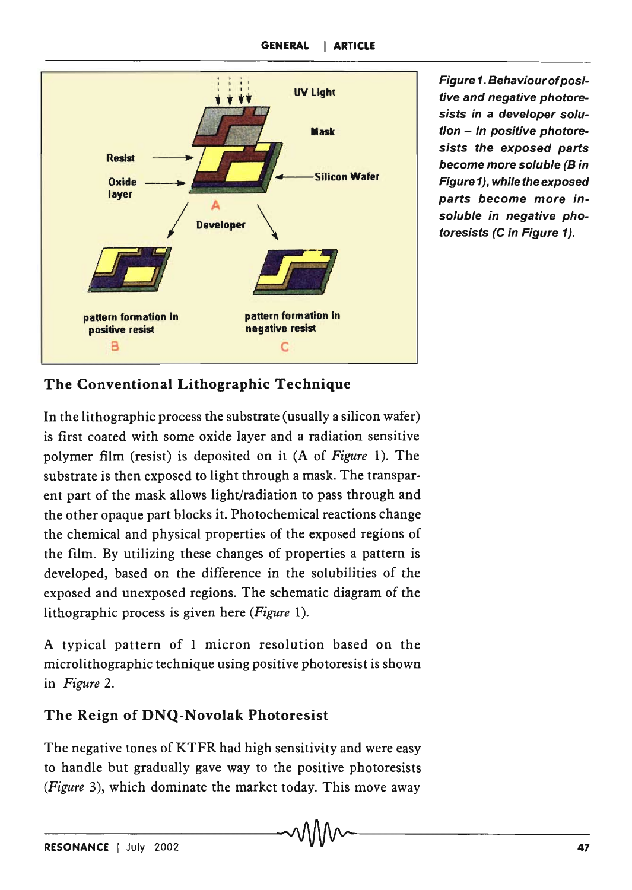Figure 1. Behaviour of positive and negative photoresists in a developer solution – In positive photoresists the exposed parts become more soluble (B in Figure 1), while the exposed parts become more insoluble in negative photoresists (C in Figure 1).

## The Conventional Lithographic Technique

In the lithographic process the substrate (usually a silicon wafer) is first coated with some oxide layer and a radiation sensitive polymer film (resist) is deposited on it (A of *Figure* 1). The substrate is then exposed to light through a mask. The transparent part of the mask allows light/radiation to pass through and the other opaque part blocks it. Photochemical reactions change the chemical and physical properties of the exposed regions of the film. By utilizing these changes of properties a pattern is developed, based on the difference in the solubilities of the exposed and unexposed regions. The schematic diagram of the lithographic process is given here (*Figure* 1).

A typical pattern of 1 micron resolution based on the microlithographic technique using positive photoresist is shown in *Figure* 2.

## The Reign of DNQ-Novolak Photoresist

The negative tones of KTFR had high sensitivity and were easy to handle but gradually gave way to the positive photoresists (*Figure* 3), which dominate the market today. This move away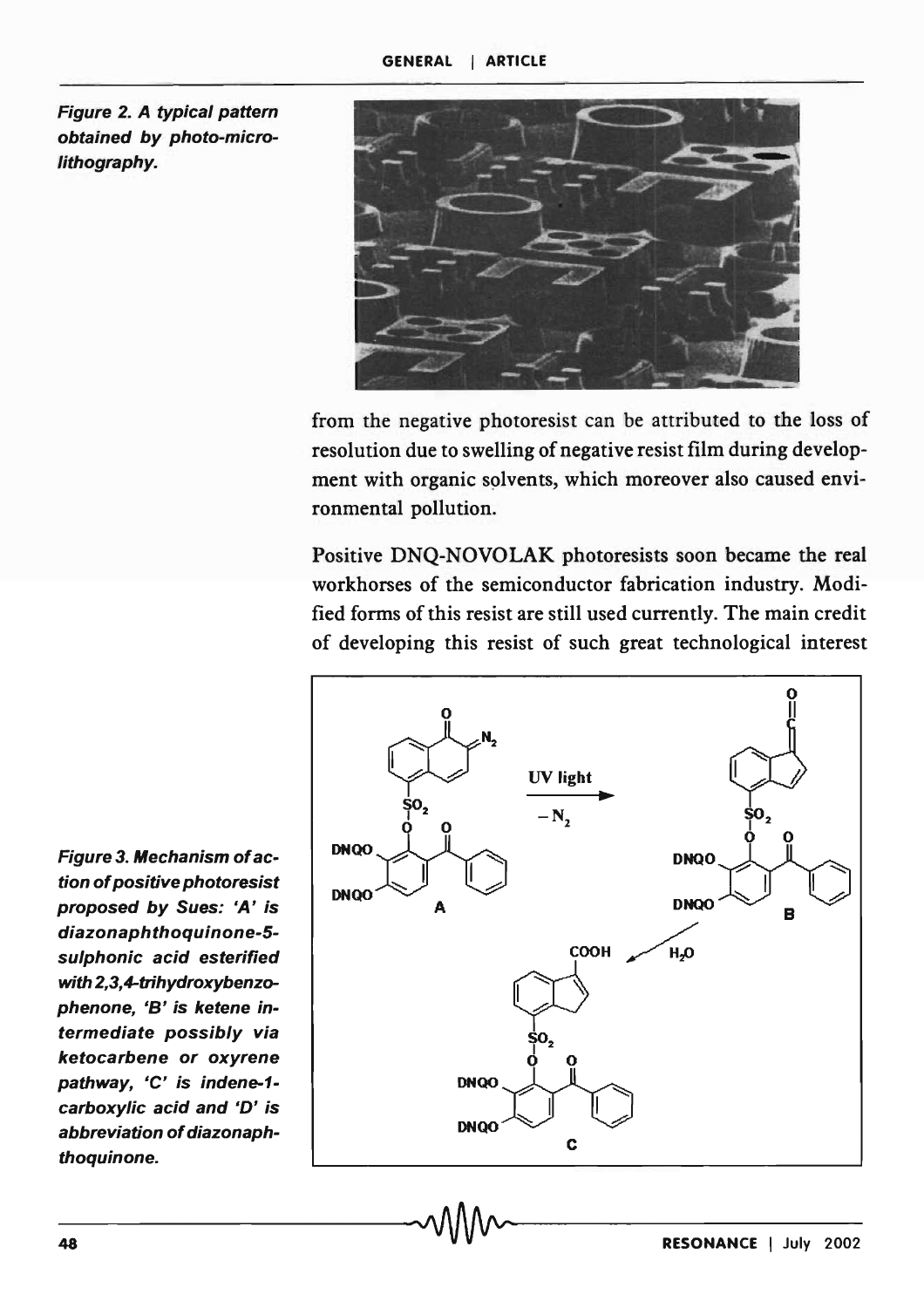Figure 2. A typical pattern obtained by photo-micro-lithography.

from the negative photoresist can be attributed to the loss of resolution due to swelling of negative resist film during development with organic solvents, which moreover also caused environmental pollution.

Positive DNQ-NOVOLAK photoresists soon became the real workhorses of the semiconductor fabrication industry. Modified forms of this resist are still used currently. The main credit of developing this resist of such great technological interest

Figure 3. Mechanism of action of positive photoresist proposed by Sues: 'A' is diazonaphthoquinone-5-sulphonic acid esterified with 2,3,4-trihydroxybenzophenone, 'B' is ketene intermediate possibly via ketocarbene or oxyrene pathway, 'C' is indene-1-carboxylic acid and 'D' is abbreviation of diazonaphthoquinone.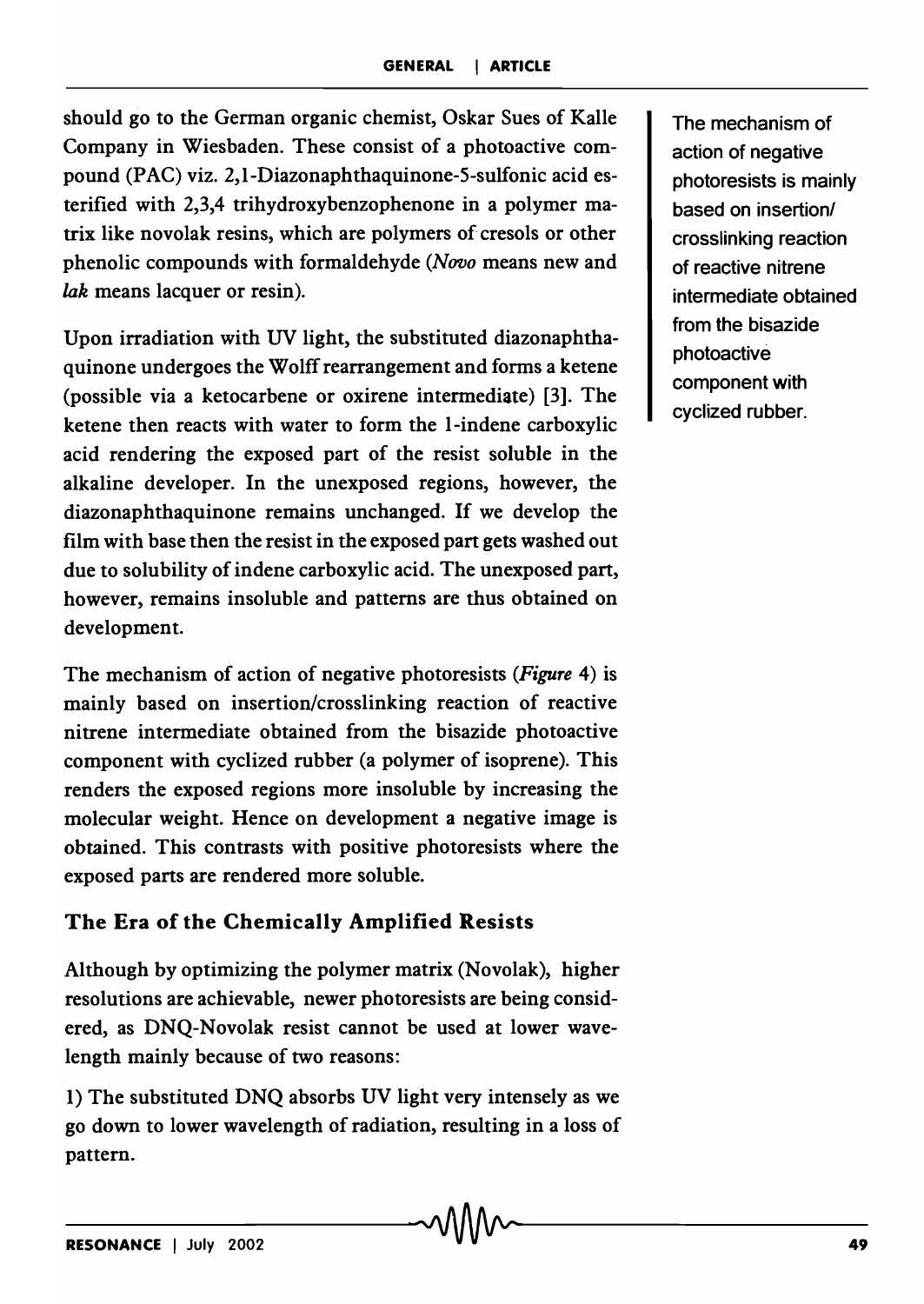should go to the German organic chemist, Oskar Sues of Kalle Company in Wiesbaden. These consist of a photoactive compound (PAC) viz. 2,1-Diazonaphthaquinone-5-sulfonic acid esterified with 2,3,4 trihydroxybenzophenone in a polymer matrix like novolak resins, which are polymers of cresols or other phenolic compounds with formaldehyde (*Novo* means new and *lak* means lacquer or resin).

Upon irradiation with UV light, the substituted diazonaphthaquinone undergoes the Wolff rearrangement and forms a ketene (possible via a ketocarbene or oxirene intermediate) [3]. The ketene then reacts with water to form the 1-indene carboxylic acid rendering the exposed part of the resist soluble in the alkaline developer. In the unexposed regions, however, the diazonaphthaquinone remains unchanged. If we develop the film with base then the resist in the exposed part gets washed out due to solubility of indene carboxylic acid. The unexposed part, however, remains insoluble and patterns are thus obtained on development.

The mechanism of action of negative photoresists (*Figure* 4) is mainly based on insertion/crosslinking reaction of reactive nitrene intermediate obtained from the bisazide photoactive component with cyclized rubber (a polymer of isoprene). This renders the exposed regions more insoluble by increasing the molecular weight. Hence on development a negative image is obtained. This contrasts with positive photoresists where the exposed parts are rendered more soluble.

> The mechanism of action of negative photoresists is mainly based on insertion/crosslinking reaction of reactive nitrene intermediate obtained from the bisazide photoactive component with cyclized rubber.

## The Era of the Chemically Amplified Resists

Although by optimizing the polymer matrix (Novolak), higher resolutions are achievable, newer photoresists are being considered, as DNQ-Novolak resist cannot be used at lower wavelength mainly because of two reasons:

1) The substituted DNQ absorbs UV light very intensely as we go down to lower wavelength of radiation, resulting in a loss of pattern.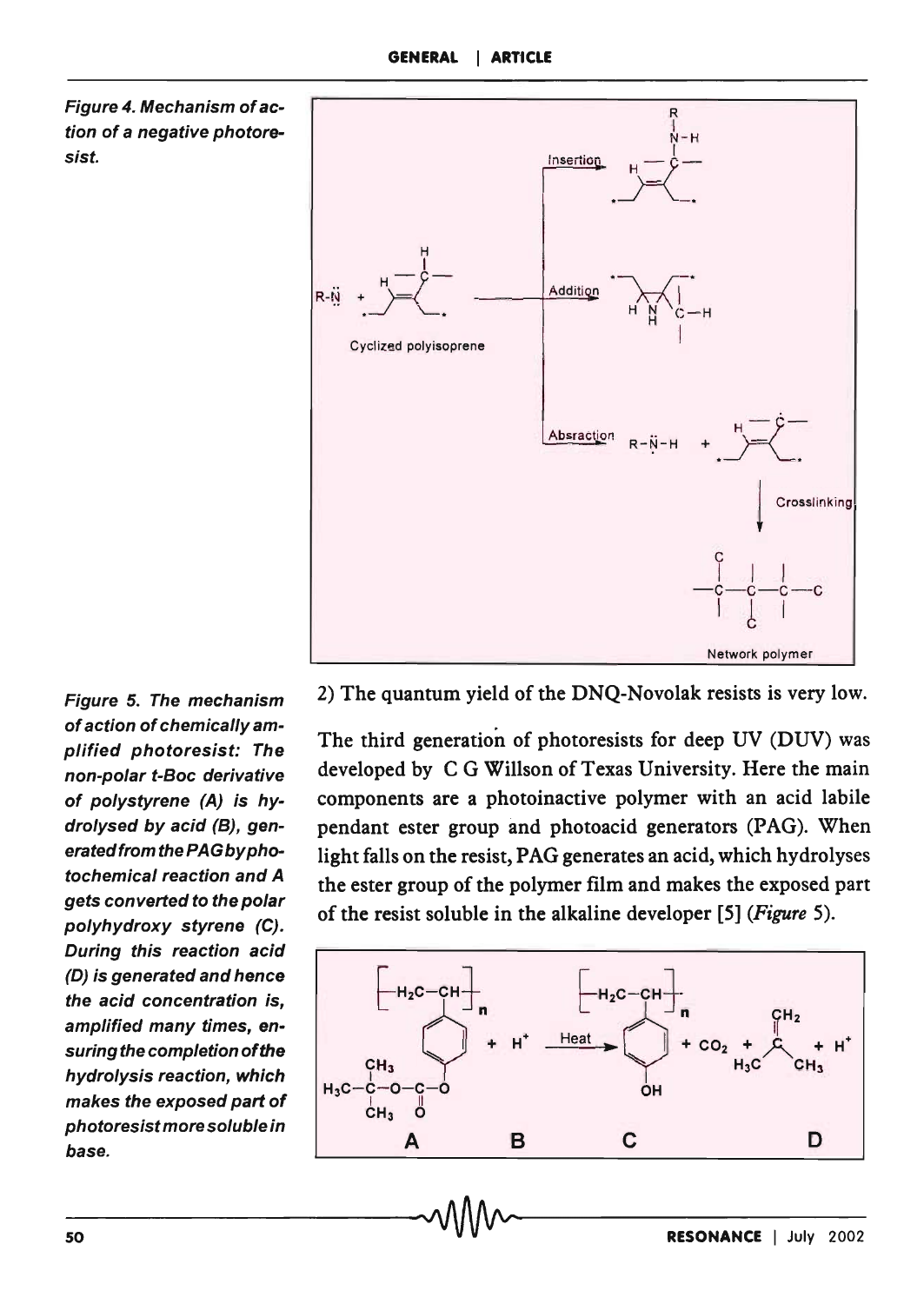*Figure 4. Mechanism of action of a negative photoresist.*

*Figure 5. The mechanism of action of chemically amplified photoresist: The non-polar t-Boc derivative of polystyrene (A) is hydrolysed by acid (B), generated from the PAG by photochemical reaction and A gets converted to the polar polyhydroxy styrene (C). During this reaction acid (D) is generated and hence the acid concentration is, amplified many times, ensuring the completion of the hydrolysis reaction, which makes the exposed part of photoresist more soluble in base.*

2) The quantum yield of the DNQ-Novolak resists is very low.

The third generation of photoresists for deep UV (DUV) was developed by C G Willson of Texas University. Here the main components are a photoinactive polymer with an acid labile pendant ester group and photoacid generators (PAG). When light falls on the resist, PAG generates an acid, which hydrolyses the ester group of the polymer film and makes the exposed part of the resist soluble in the alkaline developer [5] (*Figure* 5).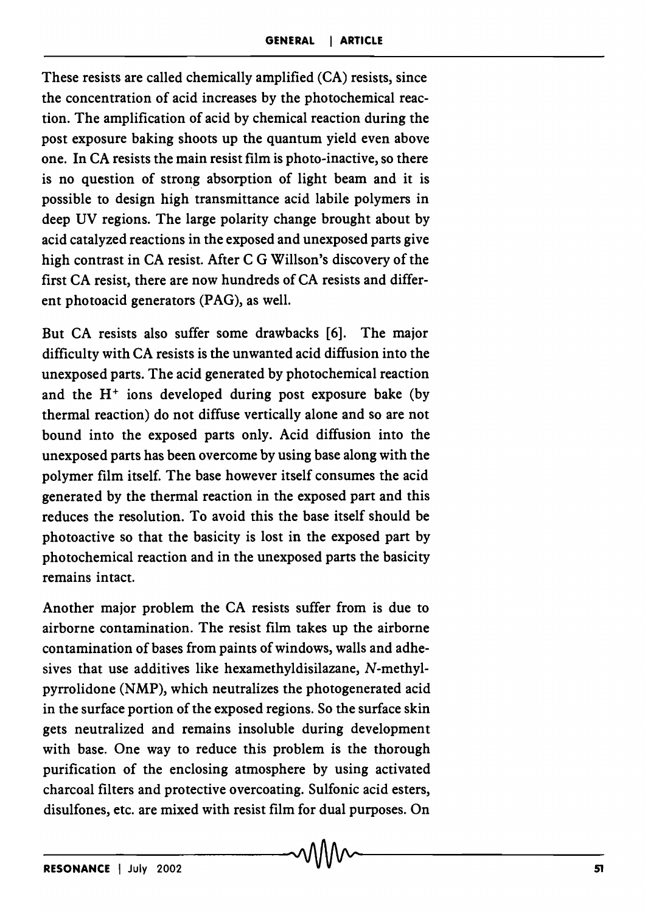These resists are called chemically amplified (CA) resists, since the concentration of acid increases by the photochemical reaction. The amplification of acid by chemical reaction during the post exposure baking shoots up the quantum yield even above one. In CA resists the main resist film is photo-inactive, so there is no question of strong absorption of light beam and it is possible to design high transmittance acid labile polymers in deep UV regions. The large polarity change brought about by acid catalyzed reactions in the exposed and unexposed parts give high contrast in CA resist. After C G Willson's discovery of the first CA resist, there are now hundreds of CA resists and different photoacid generators (PAG), as well.

But CA resists also suffer some drawbacks [6]. The major difficulty with CA resists is the unwanted acid diffusion into the unexposed parts. The acid generated by photochemical reaction and the $H^+$ ions developed during post exposure bake (by thermal reaction) do not diffuse vertically alone and so are not bound into the exposed parts only. Acid diffusion into the unexposed parts has been overcome by using base along with the polymer film itself. The base however itself consumes the acid generated by the thermal reaction in the exposed part and this reduces the resolution. To avoid this the base itself should be photoactive so that the basicity is lost in the exposed part by photochemical reaction and in the unexposed parts the basicity remains intact.

Another major problem the CA resists suffer from is due to airborne contamination. The resist film takes up the airborne contamination of bases from paints of windows, walls and adhesives that use additives like hexamethyldisilazane, *N*-methylpyrrolidone (NMP), which neutralizes the photogenerated acid in the surface portion of the exposed regions. So the surface skin gets neutralized and remains insoluble during development with base. One way to reduce this problem is the thorough purification of the enclosing atmosphere by using activated charcoal filters and protective overcoating. Sulfonic acid esters, disulfones, etc. are mixed with resist film for dual purposes. On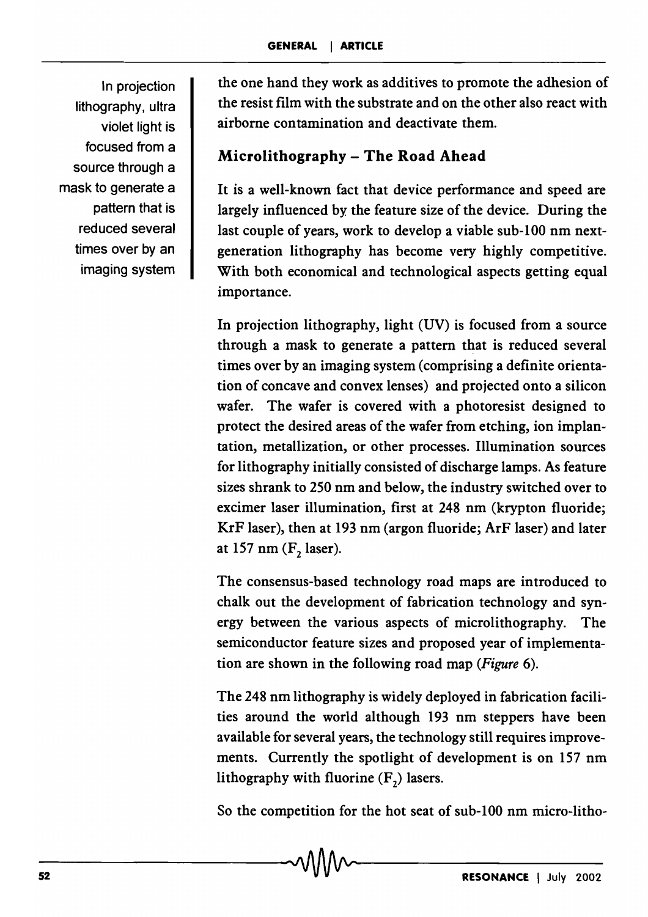In projection lithography, ultra violet light is focused from a source through a mask to generate a pattern that is reduced several times over by an imaging system

the one hand they work as additives to promote the adhesion of the resist film with the substrate and on the other also react with airborne contamination and deactivate them.

## Microlithography – The Road Ahead

It is a well-known fact that device performance and speed are largely influenced by the feature size of the device. During the last couple of years, work to develop a viable sub-100 nm next-generation lithography has become very highly competitive. With both economical and technological aspects getting equal importance.

In projection lithography, light (UV) is focused from a source through a mask to generate a pattern that is reduced several times over by an imaging system (comprising a definite orientation of concave and convex lenses) and projected onto a silicon wafer. The wafer is covered with a photoresist designed to protect the desired areas of the wafer from etching, ion implantation, metallization, or other processes. Illumination sources for lithography initially consisted of discharge lamps. As feature sizes shrank to 250 nm and below, the industry switched over to excimer laser illumination, first at 248 nm (krypton fluoride; KrF laser), then at 193 nm (argon fluoride; ArF laser) and later at 157 nm ($F_2$ laser).

The consensus-based technology road maps are introduced to chalk out the development of fabrication technology and synergy between the various aspects of microlithography. The semiconductor feature sizes and proposed year of implementation are shown in the following road map (*Figure* 6).

The 248 nm lithography is widely deployed in fabrication facilities around the world although 193 nm steppers have been available for several years, the technology still requires improvements. Currently the spotlight of development is on 157 nm lithography with fluorine ($F_2$) lasers.

So the competition for the hot seat of sub-100 nm micro-litho-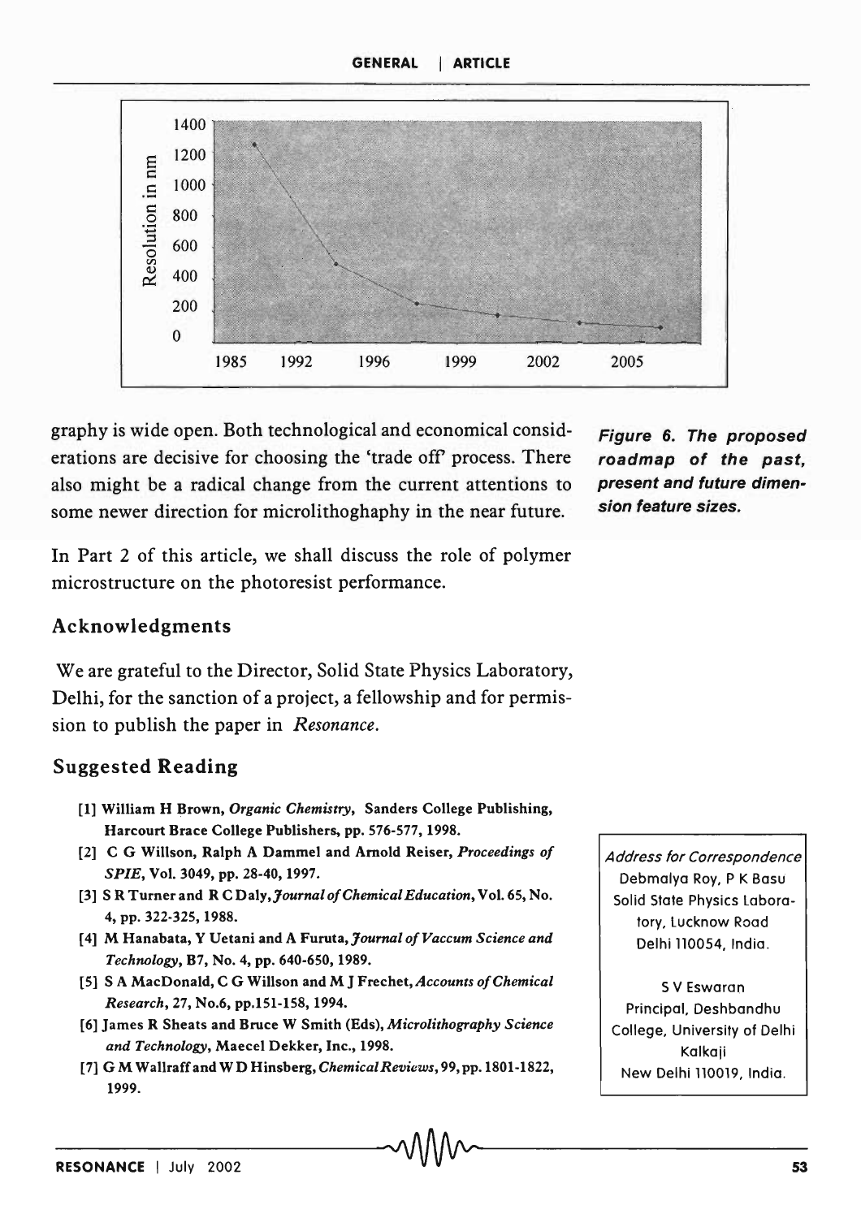1400
1200
1000
800
600
400
200
0

Resolution in nm

1985 1992 1996 1999 2002 2005

graphy is wide open. Both technological and economical considerations are decisive for choosing the 'trade off' process. There also might be a radical change from the current attentions to some newer direction for microlithoghaphy in the near future.

***Figure 6. The proposed roadmap of the past, present and future dimension feature sizes.***

In Part 2 of this article, we shall discuss the role of polymer microstructure on the photoresist performance.

## Acknowledgments

We are grateful to the Director, Solid State Physics Laboratory, Delhi, for the sanction of a project, a fellowship and for permission to publish the paper in *Resonance*.

## Suggested Reading

[1] William H Brown, *Organic Chemistry*, Sanders College Publishing, Harcourt Brace College Publishers, pp. 576-577, 1998.

[2] C G Willson, Ralph A Dammel and Arnold Reiser, *Proceedings of SPIE*, Vol. 3049, pp. 28-40, 1997.

[3] S R Turner and R C Daly, *Journal of Chemical Education*, Vol. 65, No. 4, pp. 322-325, 1988.

[4] M Hanabata, Y Uetani and A Furuta, *Journal of Vaccum Science and Technology*, B7, No. 4, pp. 640-650, 1989.

[5] S A MacDonald, C G Willson and M J Frechet, *Accounts of Chemical Research*, 27, No.6, pp.151-158, 1994.

[6] James R Sheats and Bruce W Smith (Eds), *Microlithography Science and Technology*, Maecel Dekker, Inc., 1998.

[7] G M Wallraff and W D Hinsberg, *Chemical Reviews*, 99, pp. 1801-1822, 1999.

*Address for Correspondence*
Debmalya Roy, P K Basu
Solid State Physics Laboratory, Lucknow Road
Delhi 110054, India.

S V Eswaran
Principal, Deshbandhu College, University of Delhi
Kalkaji
New Delhi 110019, India.